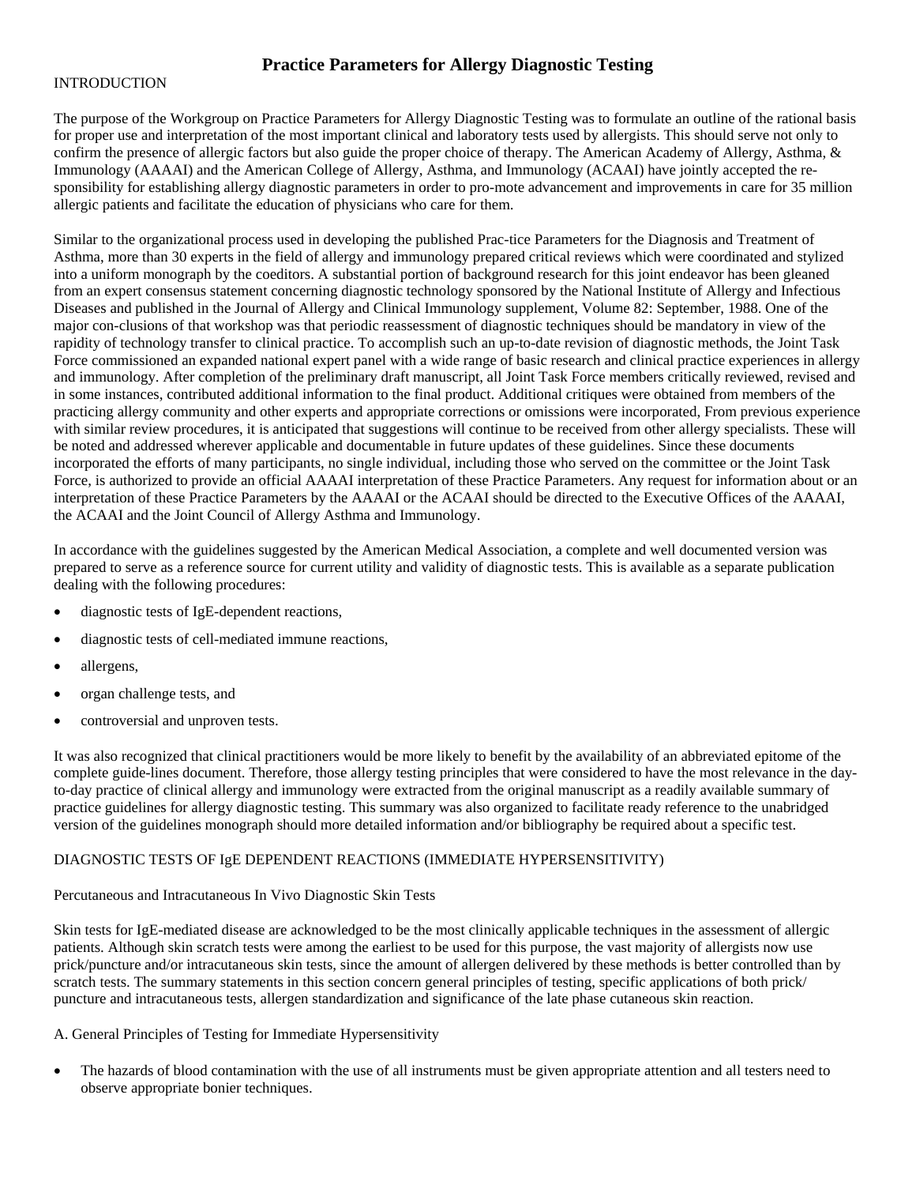# Practice Parameters for Allergy Diagnostic Testing

INTRODUCTION

The purpose of the Workgroup on Practice Parameters for Allergy Diagnostic Testing was to formulate an outline of the rational basis for proper use and interpretation of the most important clinical and laboratory tests used by allergists. This should serve not only to confirm the presence of allergic factors but also guide the proper choice of therapy. The American Academy of Allergy, Asthma, & Immunology (AAAAI) and the American College of Allergy, Asthma, and Immunology (ACAAI) have jointly accepted the re-sponsibility for establishing allergy diagnostic parameters in order to pro-mote advancement and improvements in care for 35 million allergic patients and facilitate the education of physicians who care for them.

Similar to the organizational process used in developing the published Prac-tice Parameters for the Diagnosis and Treatment of Asthma, more than 30 experts in the field of allergy and immunology prepared critical reviews which were coordinated and stylized into a uniform monograph by the coeditors. A substantial portion of background research for this joint endeavor has been gleaned from an expert consensus statement concerning diagnostic technology sponsored by the National Institute of Allergy and Infectious Diseases and published in the Journal of Allergy and Clinical Immunology supplement, Volume 82: September, 1988. One of the major con-clusions of that workshop was that periodic reassessment of diagnostic techniques should be mandatory in view of the rapidity of technology transfer to clinical practice. To accomplish such an up-to-date revision of diagnostic methods, the Joint Task Force commissioned an expanded national expert panel with a wide range of basic research and clinical practice experiences in allergy and immunology. After completion of the preliminary draft manuscript, all Joint Task Force members critically reviewed, revised and in some instances, contributed additional information to the final product. Additional critiques were obtained from members of the practicing allergy community and other experts and appropriate corrections or omissions were incorporated, From previous experience with similar review procedures, it is anticipated that suggestions will continue to be received from other allergy specialists. These will be noted and addressed wherever applicable and documentable in future updates of these guidelines. Since these documents incorporated the efforts of many participants, no single individual, including those who served on the committee or the Joint Task Force, is authorized to provide an official AAAAI interpretation of these Practice Parameters. Any request for information about or an interpretation of these Practice Parameters by the AAAAI or the ACAAI should be directed to the Executive Offices of the AAAAI, the ACAAI and the Joint Council of Allergy Asthma and Immunology.

In accordance with the guidelines suggested by the American Medical Association, a complete and well documented version was prepared to serve as a reference source for current utility and validity of diagnostic tests. This is available as a separate publication dealing with the following procedures:

- diagnostic tests of IgE-dependent reactions,
- diagnostic tests of cell-mediated immune reactions,
- allergens,
- organ challenge tests, and
- controversial and unproven tests.

It was also recognized that clinical practitioners would be more likely to benefit by the availability of an abbreviated epitome of the complete guide-lines document. Therefore, those allergy testing principles that were considered to have the most relevance in the day-to-day practice of clinical allergy and immunology were extracted from the original manuscript as a readily available summary of practice guidelines for allergy diagnostic testing. This summary was also organized to facilitate ready reference to the unabridged version of the guidelines monograph should more detailed information and/or bibliography be required about a specific test.

DIAGNOSTIC TESTS OF IgE DEPENDENT REACTIONS (IMMEDIATE HYPERSENSITIVITY)

Percutaneous and Intracutaneous In Vivo Diagnostic Skin Tests

Skin tests for IgE-mediated disease are acknowledged to be the most clinically applicable techniques in the assessment of allergic patients. Although skin scratch tests were among the earliest to be used for this purpose, the vast majority of allergists now use prick/puncture and/or intracutaneous skin tests, since the amount of allergen delivered by these methods is better controlled than by scratch tests. The summary statements in this section concern general principles of testing, specific applications of both prick/ puncture and intracutaneous tests, allergen standardization and significance of the late phase cutaneous skin reaction.

A. General Principles of Testing for Immediate Hypersensitivity

- The hazards of blood contamination with the use of all instruments must be given appropriate attention and all testers need to observe appropriate bonier techniques.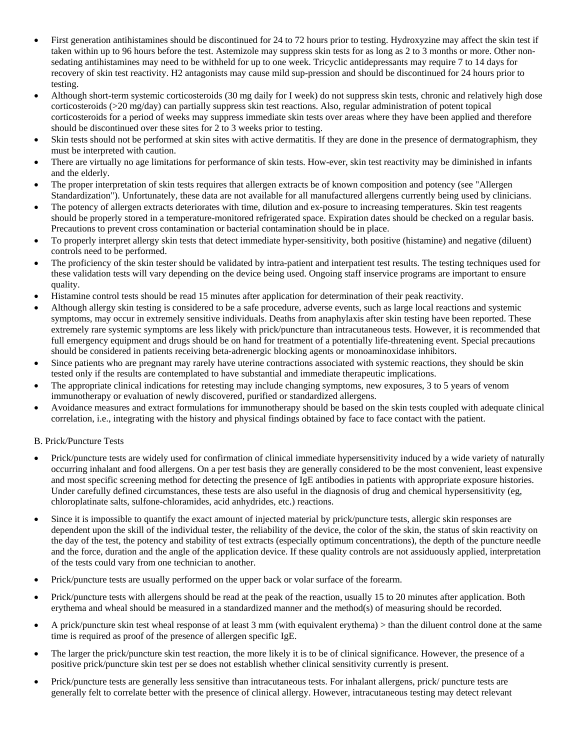- First generation antihistamines should be discontinued for 24 to 72 hours prior to testing. Hydroxyzine may affect the skin test if taken within up to 96 hours before the test. Astemizole may suppress skin tests for as long as 2 to 3 months or more. Other non-sedating antihistamines may need to be withheld for up to one week. Tricyclic antidepressants may require 7 to 14 days for recovery of skin test reactivity. H2 antagonists may cause mild sup-pression and should be discontinued for 24 hours prior to testing.
- Although short-term systemic corticosteroids (30 mg daily for I week) do not suppress skin tests, chronic and relatively high dose corticosteroids (>20 mg/day) can partially suppress skin test reactions. Also, regular administration of potent topical corticosteroids for a period of weeks may suppress immediate skin tests over areas where they have been applied and therefore should be discontinued over these sites for 2 to 3 weeks prior to testing.
- Skin tests should not be performed at skin sites with active dermatitis. If they are done in the presence of dermatographism, they must be interpreted with caution.
- There are virtually no age limitations for performance of skin tests. How-ever, skin test reactivity may be diminished in infants and the elderly.
- The proper interpretation of skin tests requires that allergen extracts be of known composition and potency (see "Allergen Standardization"). Unfortunately, these data are not available for all manufactured allergens currently being used by clinicians.
- The potency of allergen extracts deteriorates with time, dilution and ex-posure to increasing temperatures. Skin test reagents should be properly stored in a temperature-monitored refrigerated space. Expiration dates should be checked on a regular basis. Precautions to prevent cross contamination or bacterial contamination should be in place.
- To properly interpret allergy skin tests that detect immediate hyper-sensitivity, both positive (histamine) and negative (diluent) controls need to be performed.
- The proficiency of the skin tester should be validated by intra-patient and interpatient test results. The testing techniques used for these validation tests will vary depending on the device being used. Ongoing staff inservice programs are important to ensure quality.
- Histamine control tests should be read 15 minutes after application for determination of their peak reactivity.
- Although allergy skin testing is considered to be a safe procedure, adverse events, such as large local reactions and systemic symptoms, may occur in extremely sensitive individuals. Deaths from anaphylaxis after skin testing have been reported. These extremely rare systemic symptoms are less likely with prick/puncture than intracutaneous tests. However, it is recommended that full emergency equipment and drugs should be on hand for treatment of a potentially life-threatening event. Special precautions should be considered in patients receiving beta-adrenergic blocking agents or monoaminoxidase inhibitors.
- Since patients who are pregnant may rarely have uterine contractions associated with systemic reactions, they should be skin tested only if the results are contemplated to have substantial and immediate therapeutic implications.
- The appropriate clinical indications for retesting may include changing symptoms, new exposures, 3 to 5 years of venom immunotherapy or evaluation of newly discovered, purified or standardized allergens.
- Avoidance measures and extract formulations for immunotherapy should be based on the skin tests coupled with adequate clinical correlation, i.e., integrating with the history and physical findings obtained by face to face contact with the patient.

B. Prick/Puncture Tests

- Prick/puncture tests are widely used for confirmation of clinical immediate hypersensitivity induced by a wide variety of naturally occurring inhalant and food allergens. On a per test basis they are generally considered to be the most convenient, least expensive and most specific screening method for detecting the presence of IgE antibodies in patients with appropriate exposure histories. Under carefully defined circumstances, these tests are also useful in the diagnosis of drug and chemical hypersensitivity (eg, chloroplatinate salts, sulfone-chloramides, acid anhydrides, etc.) reactions.

- Since it is impossible to quantify the exact amount of injected material by prick/puncture tests, allergic skin responses are dependent upon the skill of the individual tester, the reliability of the device, the color of the skin, the status of skin reactivity on the day of the test, the potency and stability of test extracts (especially optimum concentrations), the depth of the puncture needle and the force, duration and the angle of the application device. If these quality controls are not assiduously applied, interpretation of the tests could vary from one technician to another.

- Prick/puncture tests are usually performed on the upper back or volar surface of the forearm.

- Prick/puncture tests with allergens should be read at the peak of the reaction, usually 15 to 20 minutes after application. Both erythema and wheal should be measured in a standardized manner and the method(s) of measuring should be recorded.

- A prick/puncture skin test wheal response of at least 3 mm (with equivalent erythema) > than the diluent control done at the same time is required as proof of the presence of allergen specific IgE.

- The larger the prick/puncture skin test reaction, the more likely it is to be of clinical significance. However, the presence of a positive prick/puncture skin test per se does not establish whether clinical sensitivity currently is present.

- Prick/puncture tests are generally less sensitive than intracutaneous tests. For inhalant allergens, prick/ puncture tests are generally felt to correlate better with the presence of clinical allergy. However, intracutaneous testing may detect relevant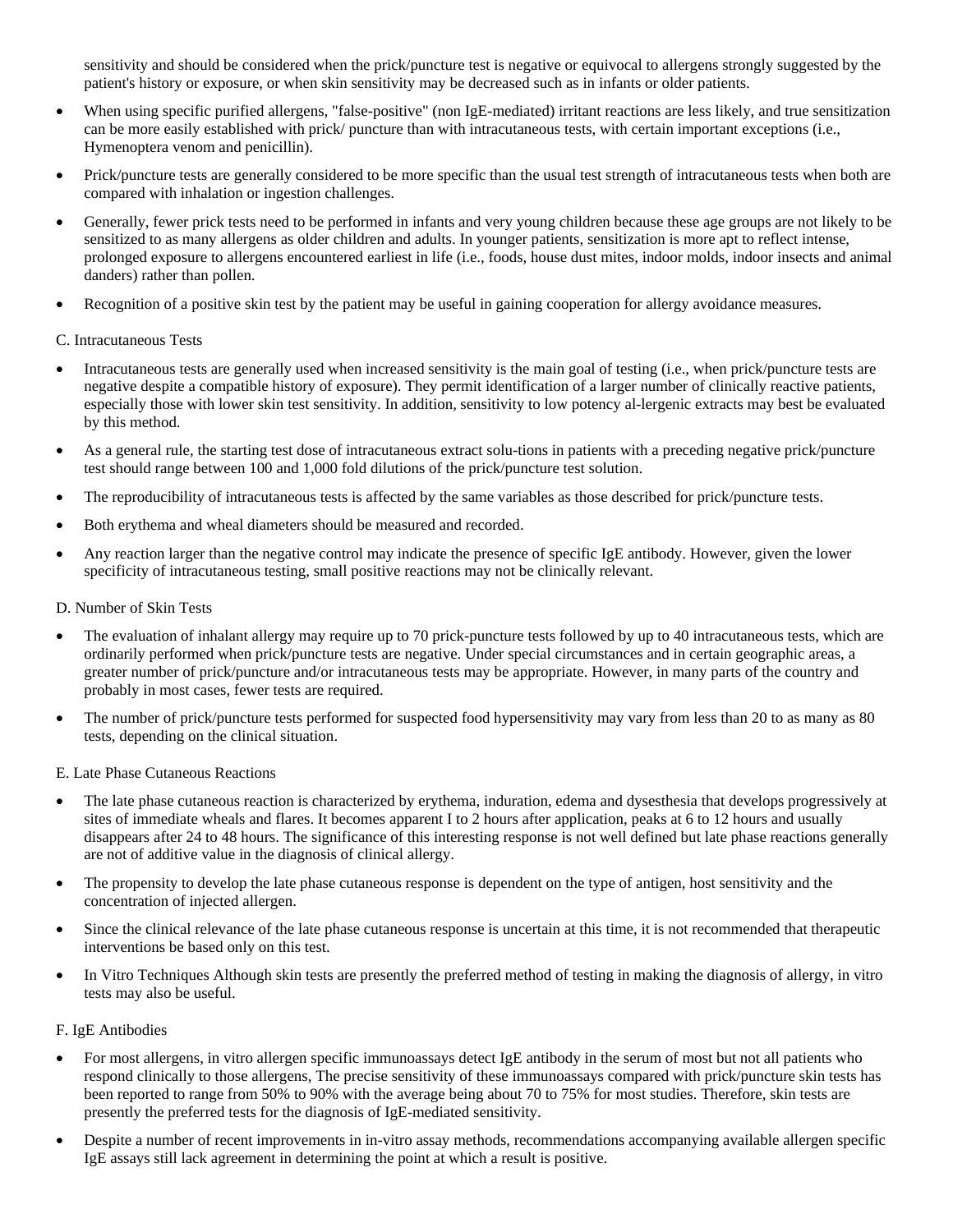sensitivity and should be considered when the prick/puncture test is negative or equivocal to allergens strongly suggested by the patient's history or exposure, or when skin sensitivity may be decreased such as in infants or older patients.

- When using specific purified allergens, "false-positive" (non IgE-mediated) irritant reactions are less likely, and true sensitization can be more easily established with prick/ puncture than with intracutaneous tests, with certain important exceptions (i.e., Hymenoptera venom and penicillin).
- Prick/puncture tests are generally considered to be more specific than the usual test strength of intracutaneous tests when both are compared with inhalation or ingestion challenges.
- Generally, fewer prick tests need to be performed in infants and very young children because these age groups are not likely to be sensitized to as many allergens as older children and adults. In younger patients, sensitization is more apt to reflect intense, prolonged exposure to allergens encountered earliest in life (i.e., foods, house dust mites, indoor molds, indoor insects and animal danders) rather than pollen.
- Recognition of a positive skin test by the patient may be useful in gaining cooperation for allergy avoidance measures.

C. Intracutaneous Tests

- Intracutaneous tests are generally used when increased sensitivity is the main goal of testing (i.e., when prick/puncture tests are negative despite a compatible history of exposure). They permit identification of a larger number of clinically reactive patients, especially those with lower skin test sensitivity. In addition, sensitivity to low potency al-lergenic extracts may best be evaluated by this method.
- As a general rule, the starting test dose of intracutaneous extract solu-tions in patients with a preceding negative prick/puncture test should range between 100 and 1,000 fold dilutions of the prick/puncture test solution.
- The reproducibility of intracutaneous tests is affected by the same variables as those described for prick/puncture tests.
- Both erythema and wheal diameters should be measured and recorded.
- Any reaction larger than the negative control may indicate the presence of specific IgE antibody. However, given the lower specificity of intracutaneous testing, small positive reactions may not be clinically relevant.

D. Number of Skin Tests

- The evaluation of inhalant allergy may require up to 70 prick-puncture tests followed by up to 40 intracutaneous tests, which are ordinarily performed when prick/puncture tests are negative. Under special circumstances and in certain geographic areas, a greater number of prick/puncture and/or intracutaneous tests may be appropriate. However, in many parts of the country and probably in most cases, fewer tests are required.
- The number of prick/puncture tests performed for suspected food hypersensitivity may vary from less than 20 to as many as 80 tests, depending on the clinical situation.

E. Late Phase Cutaneous Reactions

- The late phase cutaneous reaction is characterized by erythema, induration, edema and dysesthesia that develops progressively at sites of immediate wheals and flares. It becomes apparent I to 2 hours after application, peaks at 6 to 12 hours and usually disappears after 24 to 48 hours. The significance of this interesting response is not well defined but late phase reactions generally are not of additive value in the diagnosis of clinical allergy.
- The propensity to develop the late phase cutaneous response is dependent on the type of antigen, host sensitivity and the concentration of injected allergen.
- Since the clinical relevance of the late phase cutaneous response is uncertain at this time, it is not recommended that therapeutic interventions be based only on this test.
- In Vitro Techniques Although skin tests are presently the preferred method of testing in making the diagnosis of allergy, in vitro tests may also be useful.

F. IgE Antibodies

- For most allergens, in vitro allergen specific immunoassays detect IgE antibody in the serum of most but not all patients who respond clinically to those allergens, The precise sensitivity of these immunoassays compared with prick/puncture skin tests has been reported to range from 50% to 90% with the average being about 70 to 75% for most studies. Therefore, skin tests are presently the preferred tests for the diagnosis of IgE-mediated sensitivity.
- Despite a number of recent improvements in in-vitro assay methods, recommendations accompanying available allergen specific IgE assays still lack agreement in determining the point at which a result is positive.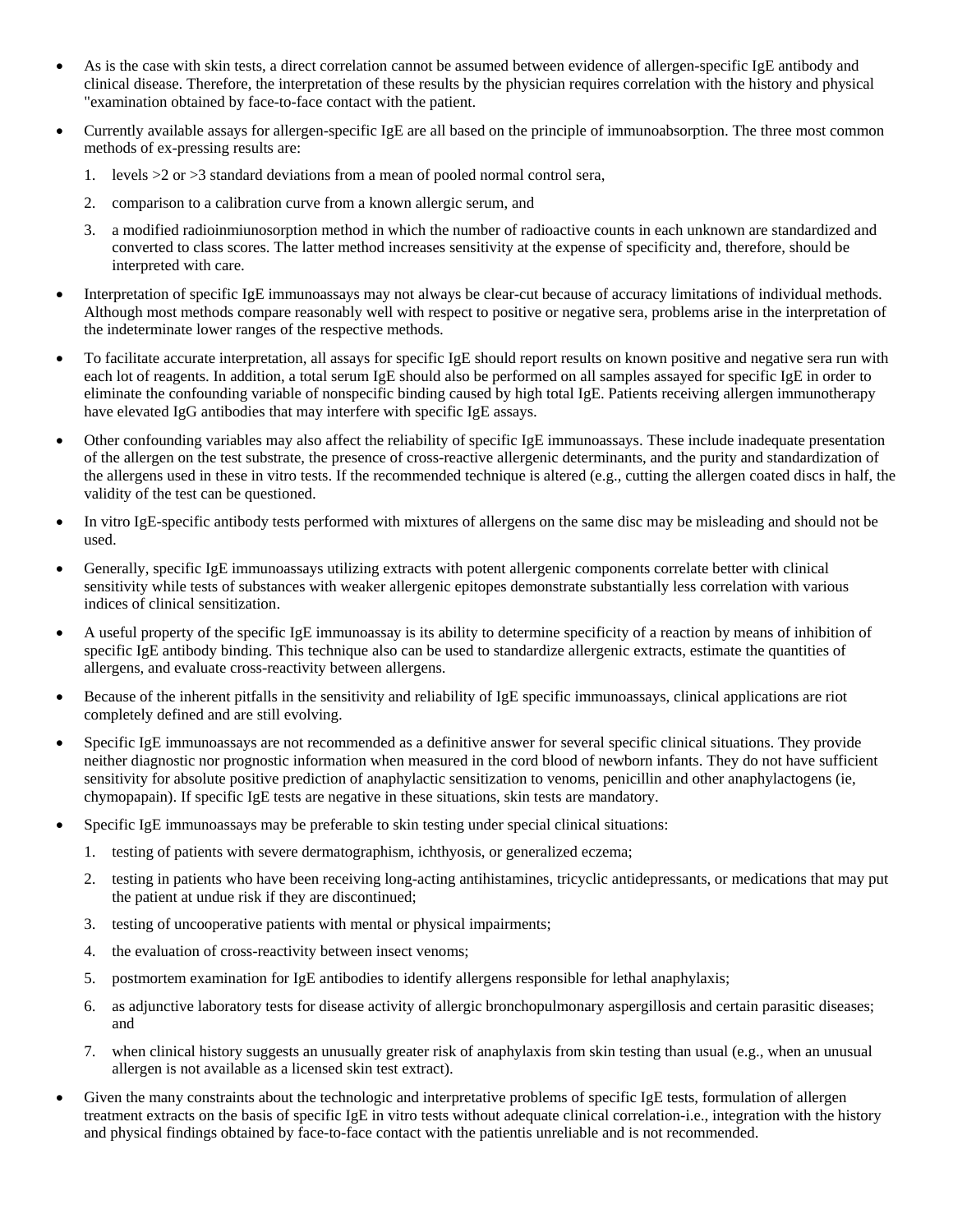- As is the case with skin tests, a direct correlation cannot be assumed between evidence of allergen-specific IgE antibody and clinical disease. Therefore, the interpretation of these results by the physician requires correlation with the history and physical "examination obtained by face-to-face contact with the patient.
- Currently available assays for allergen-specific IgE are all based on the principle of immunoabsorption. The three most common methods of ex-pressing results are:
  1. levels >2 or >3 standard deviations from a mean of pooled normal control sera,
  2. comparison to a calibration curve from a known allergic serum, and
  3. a modified radioinmiunosorption method in which the number of radioactive counts in each unknown are standardized and converted to class scores. The latter method increases sensitivity at the expense of specificity and, therefore, should be interpreted with care.
- Interpretation of specific IgE immunoassays may not always be clear-cut because of accuracy limitations of individual methods. Although most methods compare reasonably well with respect to positive or negative sera, problems arise in the interpretation of the indeterminate lower ranges of the respective methods.
- To facilitate accurate interpretation, all assays for specific IgE should report results on known positive and negative sera run with each lot of reagents. In addition, a total serum IgE should also be performed on all samples assayed for specific IgE in order to eliminate the confounding variable of nonspecific binding caused by high total IgE. Patients receiving allergen immunotherapy have elevated IgG antibodies that may interfere with specific IgE assays.
- Other confounding variables may also affect the reliability of specific IgE immunoassays. These include inadequate presentation of the allergen on the test substrate, the presence of cross-reactive allergenic determinants, and the purity and standardization of the allergens used in these in vitro tests. If the recommended technique is altered (e.g., cutting the allergen coated discs in half, the validity of the test can be questioned.
- In vitro IgE-specific antibody tests performed with mixtures of allergens on the same disc may be misleading and should not be used.
- Generally, specific IgE immunoassays utilizing extracts with potent allergenic components correlate better with clinical sensitivity while tests of substances with weaker allergenic epitopes demonstrate substantially less correlation with various indices of clinical sensitization.
- A useful property of the specific IgE immunoassay is its ability to determine specificity of a reaction by means of inhibition of specific IgE antibody binding. This technique also can be used to standardize allergenic extracts, estimate the quantities of allergens, and evaluate cross-reactivity between allergens.
- Because of the inherent pitfalls in the sensitivity and reliability of IgE specific immunoassays, clinical applications are riot completely defined and are still evolving.
- Specific IgE immunoassays are not recommended as a definitive answer for several specific clinical situations. They provide neither diagnostic nor prognostic information when measured in the cord blood of newborn infants. They do not have sufficient sensitivity for absolute positive prediction of anaphylactic sensitization to venoms, penicillin and other anaphylactogens (ie, chymopapain). If specific IgE tests are negative in these situations, skin tests are mandatory.
- Specific IgE immunoassays may be preferable to skin testing under special clinical situations:
  1. testing of patients with severe dermatographism, ichthyosis, or generalized eczema;
  2. testing in patients who have been receiving long-acting antihistamines, tricyclic antidepressants, or medications that may put the patient at undue risk if they are discontinued;
  3. testing of uncooperative patients with mental or physical impairments;
  4. the evaluation of cross-reactivity between insect venoms;
  5. postmortem examination for IgE antibodies to identify allergens responsible for lethal anaphylaxis;
  6. as adjunctive laboratory tests for disease activity of allergic bronchopulmonary aspergillosis and certain parasitic diseases; and
  7. when clinical history suggests an unusually greater risk of anaphylaxis from skin testing than usual (e.g., when an unusual allergen is not available as a licensed skin test extract).
- Given the many constraints about the technologic and interpretative problems of specific IgE tests, formulation of allergen treatment extracts on the basis of specific IgE in vitro tests without adequate clinical correlation-i.e., integration with the history and physical findings obtained by face-to-face contact with the patientis unreliable and is not recommended.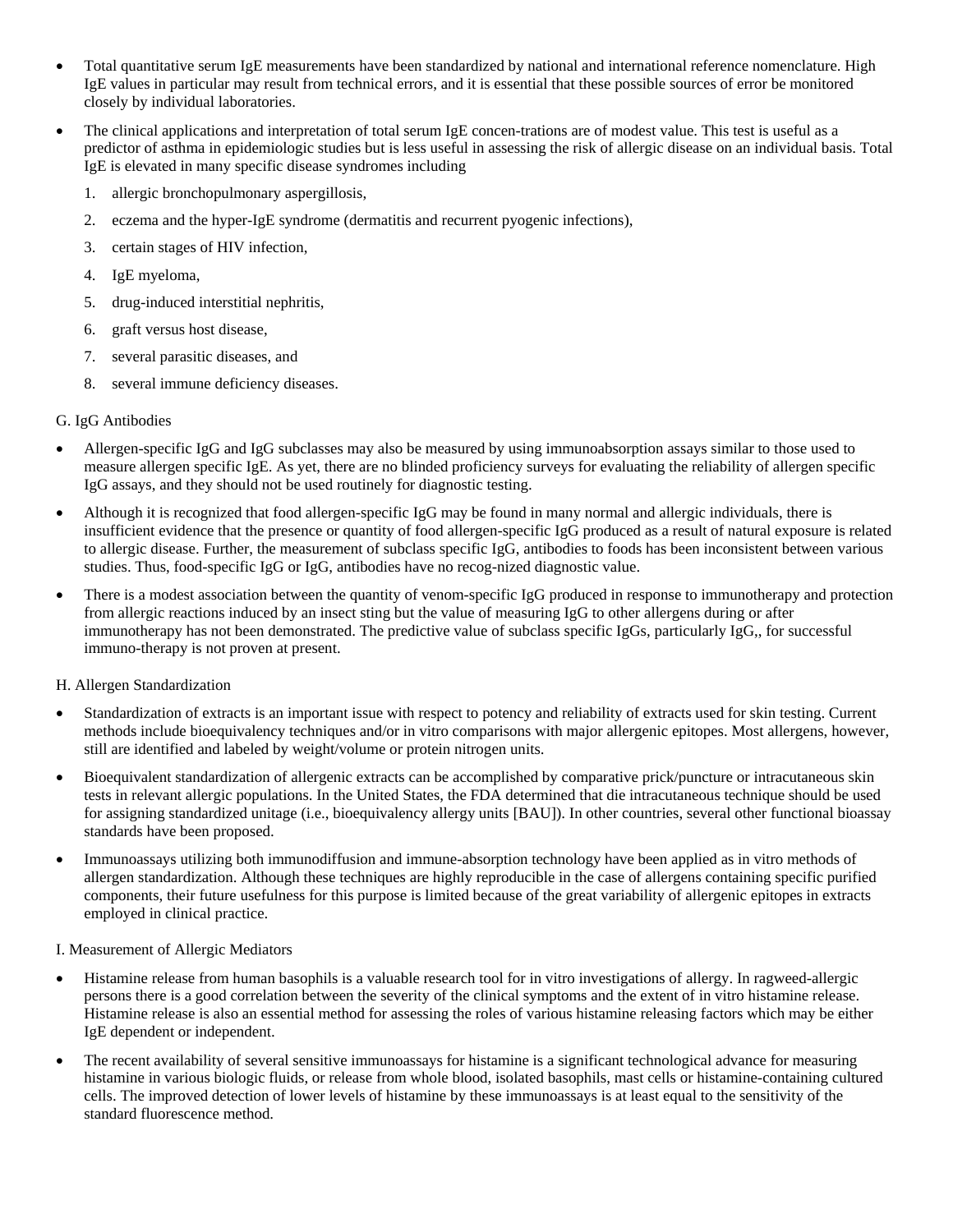- Total quantitative serum IgE measurements have been standardized by national and international reference nomenclature. High IgE values in particular may result from technical errors, and it is essential that these possible sources of error be monitored closely by individual laboratories.
- The clinical applications and interpretation of total serum IgE concen-trations are of modest value. This test is useful as a predictor of asthma in epidemiologic studies but is less useful in assessing the risk of allergic disease on an individual basis. Total IgE is elevated in many specific disease syndromes including
  1. allergic bronchopulmonary aspergillosis,
  2. eczema and the hyper-IgE syndrome (dermatitis and recurrent pyogenic infections),
  3. certain stages of HIV infection,
  4. IgE myeloma,
  5. drug-induced interstitial nephritis,
  6. graft versus host disease,
  7. several parasitic diseases, and
  8. several immune deficiency diseases.

G. IgG Antibodies

- Allergen-specific IgG and IgG subclasses may also be measured by using immunoabsorption assays similar to those used to measure allergen specific IgE. As yet, there are no blinded proficiency surveys for evaluating the reliability of allergen specific IgG assays, and they should not be used routinely for diagnostic testing.
- Although it is recognized that food allergen-specific IgG may be found in many normal and allergic individuals, there is insufficient evidence that the presence or quantity of food allergen-specific IgG produced as a result of natural exposure is related to allergic disease. Further, the measurement of subclass specific IgG, antibodies to foods has been inconsistent between various studies. Thus, food-specific IgG or IgG, antibodies have no recog-nized diagnostic value.
- There is a modest association between the quantity of venom-specific IgG produced in response to immunotherapy and protection from allergic reactions induced by an insect sting but the value of measuring IgG to other allergens during or after immunotherapy has not been demonstrated. The predictive value of subclass specific IgGs, particularly IgG,, for successful immuno-therapy is not proven at present.

H. Allergen Standardization

- Standardization of extracts is an important issue with respect to potency and reliability of extracts used for skin testing. Current methods include bioequivalency techniques and/or in vitro comparisons with major allergenic epitopes. Most allergens, however, still are identified and labeled by weight/volume or protein nitrogen units.
- Bioequivalent standardization of allergenic extracts can be accomplished by comparative prick/puncture or intracutaneous skin tests in relevant allergic populations. In the United States, the FDA determined that die intracutaneous technique should be used for assigning standardized unitage (i.e., bioequivalency allergy units [BAU]). In other countries, several other functional bioassay standards have been proposed.
- Immunoassays utilizing both immunodiffusion and immune-absorption technology have been applied as in vitro methods of allergen standardization. Although these techniques are highly reproducible in the case of allergens containing specific purified components, their future usefulness for this purpose is limited because of the great variability of allergenic epitopes in extracts employed in clinical practice.

I. Measurement of Allergic Mediators

- Histamine release from human basophils is a valuable research tool for in vitro investigations of allergy. In ragweed-allergic persons there is a good correlation between the severity of the clinical symptoms and the extent of in vitro histamine release. Histamine release is also an essential method for assessing the roles of various histamine releasing factors which may be either IgE dependent or independent.
- The recent availability of several sensitive immunoassays for histamine is a significant technological advance for measuring histamine in various biologic fluids, or release from whole blood, isolated basophils, mast cells or histamine-containing cultured cells. The improved detection of lower levels of histamine by these immunoassays is at least equal to the sensitivity of the standard fluorescence method.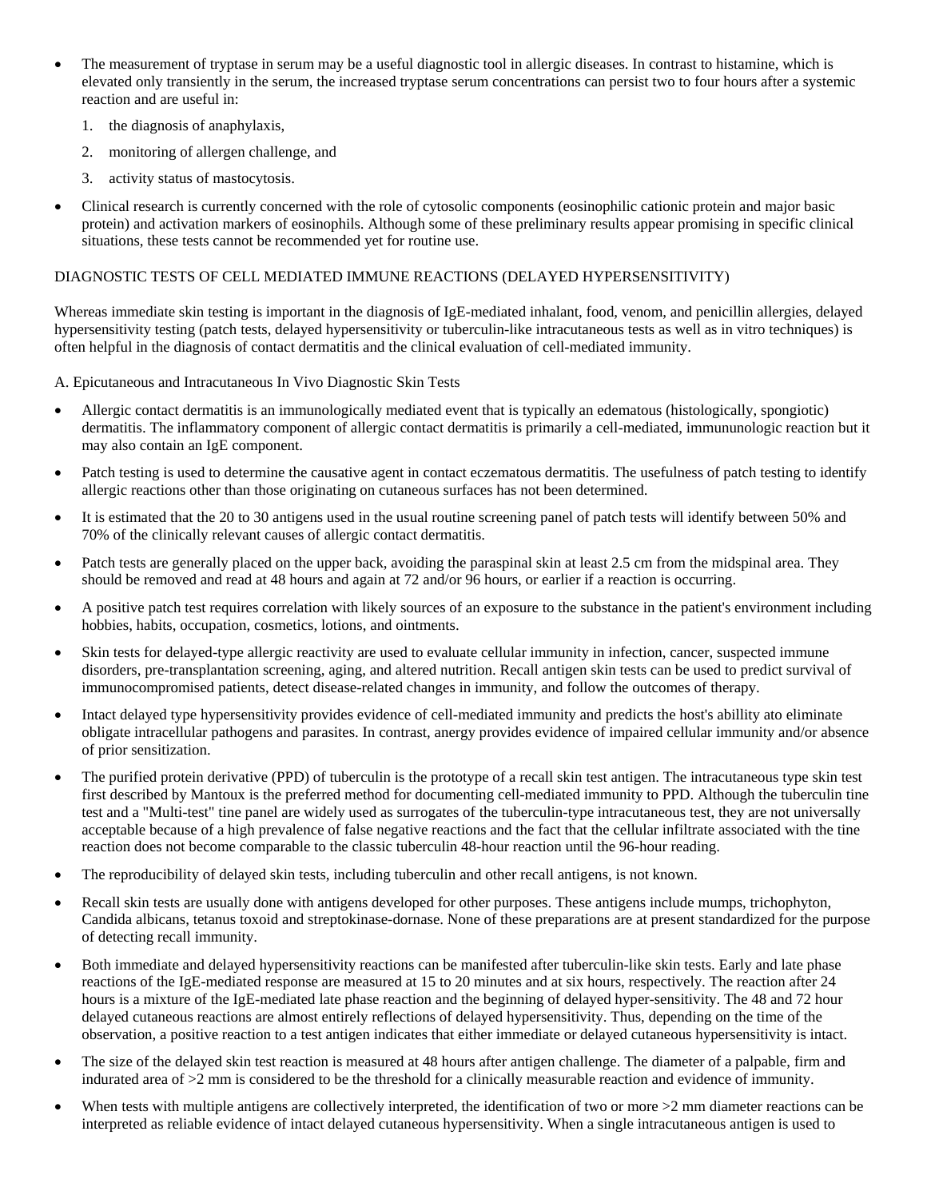- The measurement of tryptase in serum may be a useful diagnostic tool in allergic diseases. In contrast to histamine, which is elevated only transiently in the serum, the increased tryptase serum concentrations can persist two to four hours after a systemic reaction and are useful in:
    1. the diagnosis of anaphylaxis,
    2. monitoring of allergen challenge, and
    3. activity status of mastocytosis.
- Clinical research is currently concerned with the role of cytosolic components (eosinophilic cationic protein and major basic protein) and activation markers of eosinophils. Although some of these preliminary results appear promising in specific clinical situations, these tests cannot be recommended yet for routine use.

DIAGNOSTIC TESTS OF CELL MEDIATED IMMUNE REACTIONS (DELAYED HYPERSENSITIVITY)

Whereas immediate skin testing is important in the diagnosis of IgE-mediated inhalant, food, venom, and penicillin allergies, delayed hypersensitivity testing (patch tests, delayed hypersensitivity or tuberculin-like intracutaneous tests as well as in vitro techniques) is often helpful in the diagnosis of contact dermatitis and the clinical evaluation of cell-mediated immunity.

A. Epicutaneous and Intracutaneous In Vivo Diagnostic Skin Tests

- Allergic contact dermatitis is an immunologically mediated event that is typically an edematous (histologically, spongiotic) dermatitis. The inflammatory component of allergic contact dermatitis is primarily a cell-mediated, imununologic reaction but it may also contain an IgE component.
- Patch testing is used to determine the causative agent in contact eczematous dermatitis. The usefulness of patch testing to identify allergic reactions other than those originating on cutaneous surfaces has not been determined.
- It is estimated that the 20 to 30 antigens used in the usual routine screening panel of patch tests will identify between 50% and 70% of the clinically relevant causes of allergic contact dermatitis.
- Patch tests are generally placed on the upper back, avoiding the paraspinal skin at least 2.5 cm from the midspinal area. They should be removed and read at 48 hours and again at 72 and/or 96 hours, or earlier if a reaction is occurring.
- A positive patch test requires correlation with likely sources of an exposure to the substance in the patient's environment including hobbies, habits, occupation, cosmetics, lotions, and ointments.
- Skin tests for delayed-type allergic reactivity are used to evaluate cellular immunity in infection, cancer, suspected immune disorders, pre-transplantation screening, aging, and altered nutrition. Recall antigen skin tests can be used to predict survival of immunocompromised patients, detect disease-related changes in immunity, and follow the outcomes of therapy.
- Intact delayed type hypersensitivity provides evidence of cell-mediated immunity and predicts the host's abillity ato eliminate obligate intracellular pathogens and parasites. In contrast, anergy provides evidence of impaired cellular immunity and/or absence of prior sensitization.
- The purified protein derivative (PPD) of tuberculin is the prototype of a recall skin test antigen. The intracutaneous type skin test first described by Mantoux is the preferred method for documenting cell-mediated immunity to PPD. Although the tuberculin tine test and a "Multi-test" tine panel are widely used as surrogates of the tuberculin-type intracutaneous test, they are not universally acceptable because of a high prevalence of false negative reactions and the fact that the cellular infiltrate associated with the tine reaction does not become comparable to the classic tuberculin 48-hour reaction until the 96-hour reading.
- The reproducibility of delayed skin tests, including tuberculin and other recall antigens, is not known.
- Recall skin tests are usually done with antigens developed for other purposes. These antigens include mumps, trichophyton, Candida albicans, tetanus toxoid and streptokinase-dornase. None of these preparations are at present standardized for the purpose of detecting recall immunity.
- Both immediate and delayed hypersensitivity reactions can be manifested after tuberculin-like skin tests. Early and late phase reactions of the IgE-mediated response are measured at 15 to 20 minutes and at six hours, respectively. The reaction after 24 hours is a mixture of the IgE-mediated late phase reaction and the beginning of delayed hyper-sensitivity. The 48 and 72 hour delayed cutaneous reactions are almost entirely reflections of delayed hypersensitivity. Thus, depending on the time of the observation, a positive reaction to a test antigen indicates that either immediate or delayed cutaneous hypersensitivity is intact.
- The size of the delayed skin test reaction is measured at 48 hours after antigen challenge. The diameter of a palpable, firm and indurated area of >2 mm is considered to be the threshold for a clinically measurable reaction and evidence of immunity.
- When tests with multiple antigens are collectively interpreted, the identification of two or more >2 mm diameter reactions can be interpreted as reliable evidence of intact delayed cutaneous hypersensitivity. When a single intracutaneous antigen is used to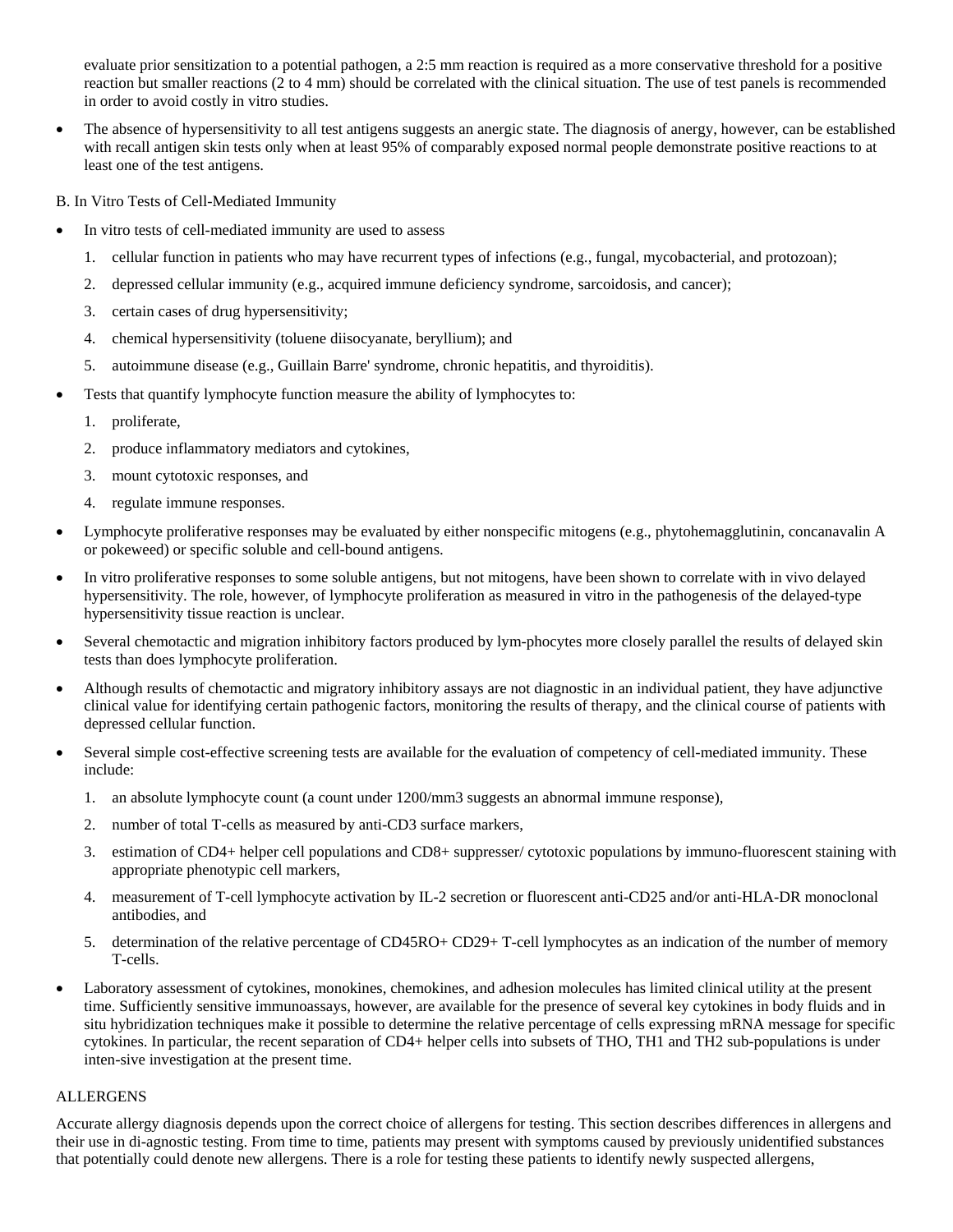evaluate prior sensitization to a potential pathogen, a 2:5 mm reaction is required as a more conservative threshold for a positive reaction but smaller reactions (2 to 4 mm) should be correlated with the clinical situation. The use of test panels is recommended in order to avoid costly in vitro studies.

- The absence of hypersensitivity to all test antigens suggests an anergic state. The diagnosis of anergy, however, can be established with recall antigen skin tests only when at least 95% of comparably exposed normal people demonstrate positive reactions to at least one of the test antigens.

B. In Vitro Tests of Cell-Mediated Immunity

- In vitro tests of cell-mediated immunity are used to assess
    1. cellular function in patients who may have recurrent types of infections (e.g., fungal, mycobacterial, and protozoan);
    2. depressed cellular immunity (e.g., acquired immune deficiency syndrome, sarcoidosis, and cancer);
    3. certain cases of drug hypersensitivity;
    4. chemical hypersensitivity (toluene diisocyanate, beryllium); and
    5. autoimmune disease (e.g., Guillain Barre' syndrome, chronic hepatitis, and thyroiditis).
- Tests that quantify lymphocyte function measure the ability of lymphocytes to:
    1. proliferate,
    2. produce inflammatory mediators and cytokines,
    3. mount cytotoxic responses, and
    4. regulate immune responses.
- Lymphocyte proliferative responses may be evaluated by either nonspecific mitogens (e.g., phytohemagglutinin, concanavalin A or pokeweed) or specific soluble and cell-bound antigens.
- In vitro proliferative responses to some soluble antigens, but not mitogens, have been shown to correlate with in vivo delayed hypersensitivity. The role, however, of lymphocyte proliferation as measured in vitro in the pathogenesis of the delayed-type hypersensitivity tissue reaction is unclear.
- Several chemotactic and migration inhibitory factors produced by lym-phocytes more closely parallel the results of delayed skin tests than does lymphocyte proliferation.
- Although results of chemotactic and migratory inhibitory assays are not diagnostic in an individual patient, they have adjunctive clinical value for identifying certain pathogenic factors, monitoring the results of therapy, and the clinical course of patients with depressed cellular function.
- Several simple cost-effective screening tests are available for the evaluation of competency of cell-mediated immunity. These include:
    1. an absolute lymphocyte count (a count under 1200/mm3 suggests an abnormal immune response),
    2. number of total T-cells as measured by anti-CD3 surface markers,
    3. estimation of CD4+ helper cell populations and CD8+ suppresser/ cytotoxic populations by immuno-fluorescent staining with appropriate phenotypic cell markers,
    4. measurement of T-cell lymphocyte activation by IL-2 secretion or fluorescent anti-CD25 and/or anti-HLA-DR monoclonal antibodies, and
    5. determination of the relative percentage of CD45RO+ CD29+ T-cell lymphocytes as an indication of the number of memory T-cells.
- Laboratory assessment of cytokines, monokines, chemokines, and adhesion molecules has limited clinical utility at the present time. Sufficiently sensitive immunoassays, however, are available for the presence of several key cytokines in body fluids and in situ hybridization techniques make it possible to determine the relative percentage of cells expressing mRNA message for specific cytokines. In particular, the recent separation of CD4+ helper cells into subsets of THO, TH1 and TH2 sub-populations is under inten-sive investigation at the present time.

ALLERGENS

Accurate allergy diagnosis depends upon the correct choice of allergens for testing. This section describes differences in allergens and their use in di-agnostic testing. From time to time, patients may present with symptoms caused by previously unidentified substances that potentially could denote new allergens. There is a role for testing these patients to identify newly suspected allergens,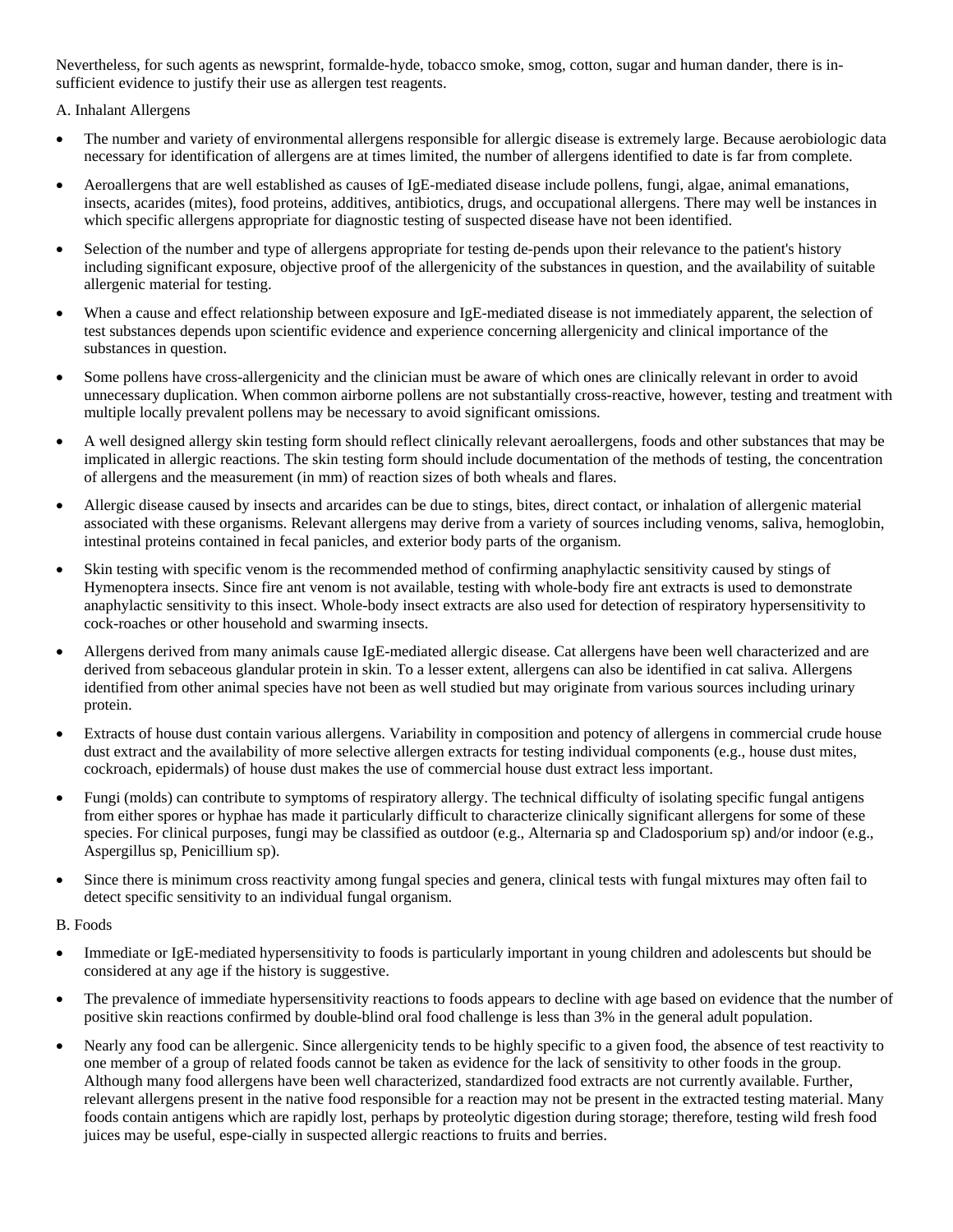Nevertheless, for such agents as newsprint, formalde-hyde, tobacco smoke, smog, cotton, sugar and human dander, there is in-sufficient evidence to justify their use as allergen test reagents.

A. Inhalant Allergens

- The number and variety of environmental allergens responsible for allergic disease is extremely large. Because aerobiologic data necessary for identification of allergens are at times limited, the number of allergens identified to date is far from complete.
- Aeroallergens that are well established as causes of IgE-mediated disease include pollens, fungi, algae, animal emanations, insects, acarides (mites), food proteins, additives, antibiotics, drugs, and occupational allergens. There may well be instances in which specific allergens appropriate for diagnostic testing of suspected disease have not been identified.
- Selection of the number and type of allergens appropriate for testing de-pends upon their relevance to the patient's history including significant exposure, objective proof of the allergenicity of the substances in question, and the availability of suitable allergenic material for testing.
- When a cause and effect relationship between exposure and IgE-mediated disease is not immediately apparent, the selection of test substances depends upon scientific evidence and experience concerning allergenicity and clinical importance of the substances in question.
- Some pollens have cross-allergenicity and the clinician must be aware of which ones are clinically relevant in order to avoid unnecessary duplication. When common airborne pollens are not substantially cross-reactive, however, testing and treatment with multiple locally prevalent pollens may be necessary to avoid significant omissions.
- A well designed allergy skin testing form should reflect clinically relevant aeroallergens, foods and other substances that may be implicated in allergic reactions. The skin testing form should include documentation of the methods of testing, the concentration of allergens and the measurement (in mm) of reaction sizes of both wheals and flares.
- Allergic disease caused by insects and arcarides can be due to stings, bites, direct contact, or inhalation of allergenic material associated with these organisms. Relevant allergens may derive from a variety of sources including venoms, saliva, hemoglobin, intestinal proteins contained in fecal panicles, and exterior body parts of the organism.
- Skin testing with specific venom is the recommended method of confirming anaphylactic sensitivity caused by stings of Hymenoptera insects. Since fire ant venom is not available, testing with whole-body fire ant extracts is used to demonstrate anaphylactic sensitivity to this insect. Whole-body insect extracts are also used for detection of respiratory hypersensitivity to cock-roaches or other household and swarming insects.
- Allergens derived from many animals cause IgE-mediated allergic disease. Cat allergens have been well characterized and are derived from sebaceous glandular protein in skin. To a lesser extent, allergens can also be identified in cat saliva. Allergens identified from other animal species have not been as well studied but may originate from various sources including urinary protein.
- Extracts of house dust contain various allergens. Variability in composition and potency of allergens in commercial crude house dust extract and the availability of more selective allergen extracts for testing individual components (e.g., house dust mites, cockroach, epidermals) of house dust makes the use of commercial house dust extract less important.
- Fungi (molds) can contribute to symptoms of respiratory allergy. The technical difficulty of isolating specific fungal antigens from either spores or hyphae has made it particularly difficult to characterize clinically significant allergens for some of these species. For clinical purposes, fungi may be classified as outdoor (e.g., Alternaria sp and Cladosporium sp) and/or indoor (e.g., Aspergillus sp, Penicillium sp).
- Since there is minimum cross reactivity among fungal species and genera, clinical tests with fungal mixtures may often fail to detect specific sensitivity to an individual fungal organism.

B. Foods

- Immediate or IgE-mediated hypersensitivity to foods is particularly important in young children and adolescents but should be considered at any age if the history is suggestive.
- The prevalence of immediate hypersensitivity reactions to foods appears to decline with age based on evidence that the number of positive skin reactions confirmed by double-blind oral food challenge is less than 3% in the general adult population.
- Nearly any food can be allergenic. Since allergenicity tends to be highly specific to a given food, the absence of test reactivity to one member of a group of related foods cannot be taken as evidence for the lack of sensitivity to other foods in the group. Although many food allergens have been well characterized, standardized food extracts are not currently available. Further, relevant allergens present in the native food responsible for a reaction may not be present in the extracted testing material. Many foods contain antigens which are rapidly lost, perhaps by proteolytic digestion during storage; therefore, testing wild fresh food juices may be useful, espe-cially in suspected allergic reactions to fruits and berries.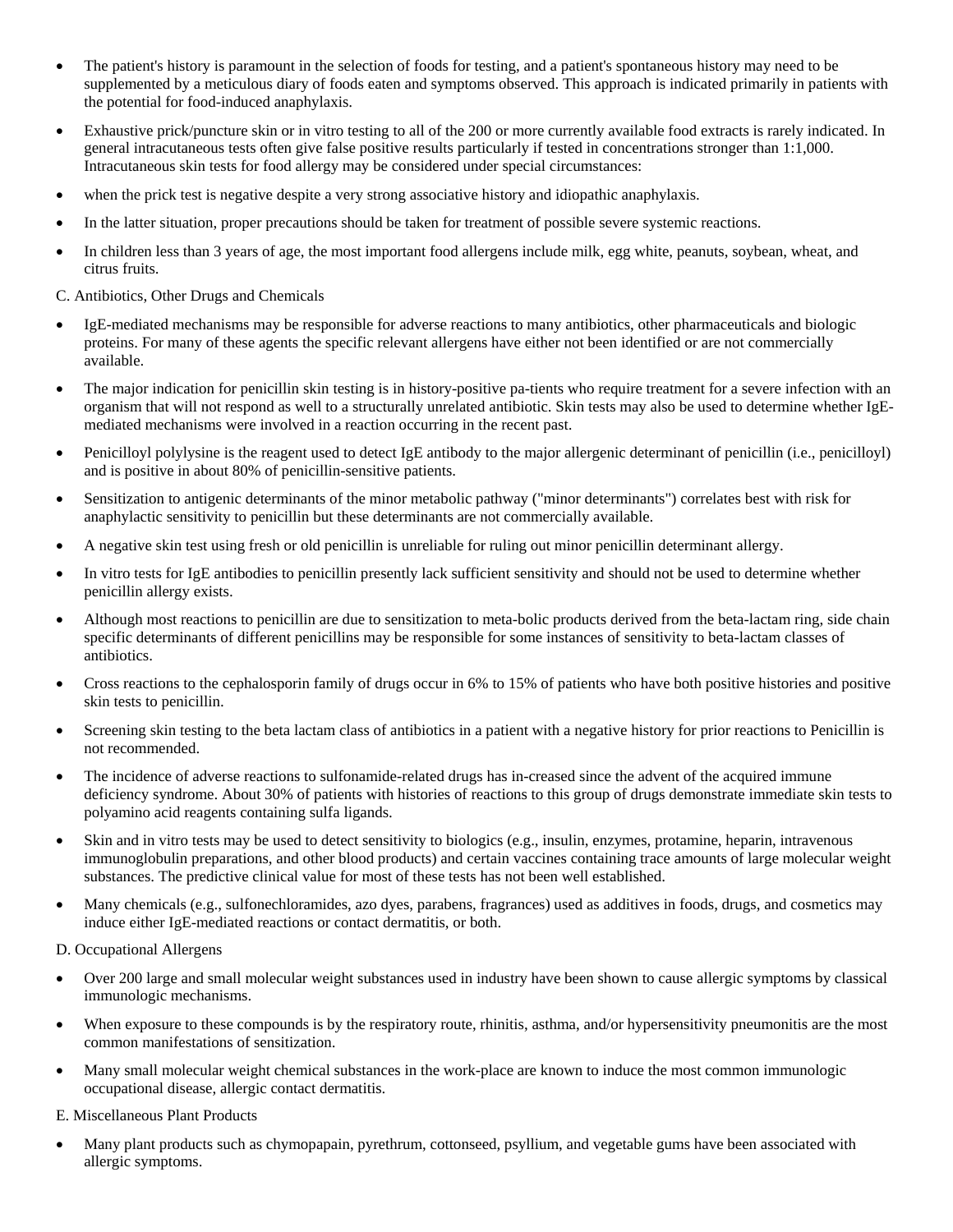- The patient's history is paramount in the selection of foods for testing, and a patient's spontaneous history may need to be supplemented by a meticulous diary of foods eaten and symptoms observed. This approach is indicated primarily in patients with the potential for food-induced anaphylaxis.
- Exhaustive prick/puncture skin or in vitro testing to all of the 200 or more currently available food extracts is rarely indicated. In general intracutaneous tests often give false positive results particularly if tested in concentrations stronger than 1:1,000. Intracutaneous skin tests for food allergy may be considered under special circumstances:
- when the prick test is negative despite a very strong associative history and idiopathic anaphylaxis.
- In the latter situation, proper precautions should be taken for treatment of possible severe systemic reactions.
- In children less than 3 years of age, the most important food allergens include milk, egg white, peanuts, soybean, wheat, and citrus fruits.

C. Antibiotics, Other Drugs and Chemicals

- IgE-mediated mechanisms may be responsible for adverse reactions to many antibiotics, other pharmaceuticals and biologic proteins. For many of these agents the specific relevant allergens have either not been identified or are not commercially available.
- The major indication for penicillin skin testing is in history-positive pa-tients who require treatment for a severe infection with an organism that will not respond as well to a structurally unrelated antibiotic. Skin tests may also be used to determine whether IgE-mediated mechanisms were involved in a reaction occurring in the recent past.
- Penicilloyl polylysine is the reagent used to detect IgE antibody to the major allergenic determinant of penicillin (i.e., penicilloyl) and is positive in about 80% of penicillin-sensitive patients.
- Sensitization to antigenic determinants of the minor metabolic pathway ("minor determinants") correlates best with risk for anaphylactic sensitivity to penicillin but these determinants are not commercially available.
- A negative skin test using fresh or old penicillin is unreliable for ruling out minor penicillin determinant allergy.
- In vitro tests for IgE antibodies to penicillin presently lack sufficient sensitivity and should not be used to determine whether penicillin allergy exists.
- Although most reactions to penicillin are due to sensitization to meta-bolic products derived from the beta-lactam ring, side chain specific determinants of different penicillins may be responsible for some instances of sensitivity to beta-lactam classes of antibiotics.
- Cross reactions to the cephalosporin family of drugs occur in 6% to 15% of patients who have both positive histories and positive skin tests to penicillin.
- Screening skin testing to the beta lactam class of antibiotics in a patient with a negative history for prior reactions to Penicillin is not recommended.
- The incidence of adverse reactions to sulfonamide-related drugs has in-creased since the advent of the acquired immune deficiency syndrome. About 30% of patients with histories of reactions to this group of drugs demonstrate immediate skin tests to polyamino acid reagents containing sulfa ligands.
- Skin and in vitro tests may be used to detect sensitivity to biologics (e.g., insulin, enzymes, protamine, heparin, intravenous immunoglobulin preparations, and other blood products) and certain vaccines containing trace amounts of large molecular weight substances. The predictive clinical value for most of these tests has not been well established.
- Many chemicals (e.g., sulfonechloramides, azo dyes, parabens, fragrances) used as additives in foods, drugs, and cosmetics may induce either IgE-mediated reactions or contact dermatitis, or both.

D. Occupational Allergens

- Over 200 large and small molecular weight substances used in industry have been shown to cause allergic symptoms by classical immunologic mechanisms.
- When exposure to these compounds is by the respiratory route, rhinitis, asthma, and/or hypersensitivity pneumonitis are the most common manifestations of sensitization.
- Many small molecular weight chemical substances in the work-place are known to induce the most common immunologic occupational disease, allergic contact dermatitis.

E. Miscellaneous Plant Products

- Many plant products such as chymopapain, pyrethrum, cottonseed, psyllium, and vegetable gums have been associated with allergic symptoms.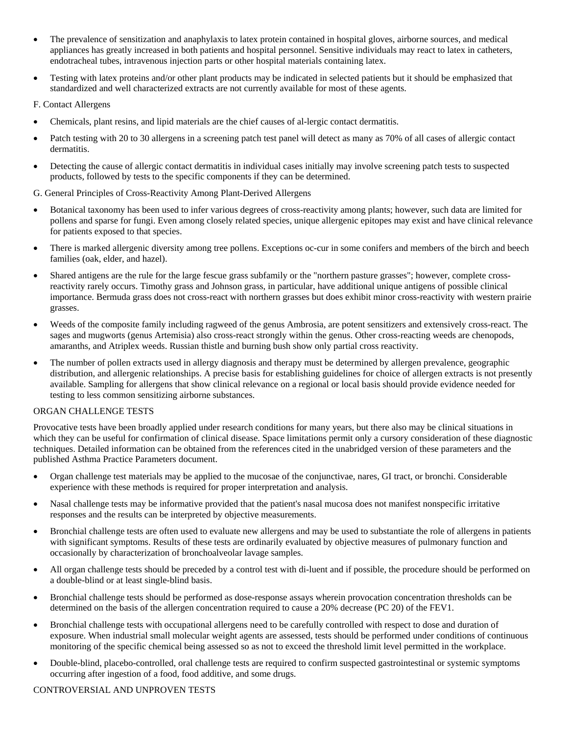- The prevalence of sensitization and anaphylaxis to latex protein contained in hospital gloves, airborne sources, and medical appliances has greatly increased in both patients and hospital personnel. Sensitive individuals may react to latex in catheters, endotracheal tubes, intravenous injection parts or other hospital materials containing latex.
- Testing with latex proteins and/or other plant products may be indicated in selected patients but it should be emphasized that standardized and well characterized extracts are not currently available for most of these agents.

F. Contact Allergens

- Chemicals, plant resins, and lipid materials are the chief causes of al-lergic contact dermatitis.
- Patch testing with 20 to 30 allergens in a screening patch test panel will detect as many as 70% of all cases of allergic contact dermatitis.
- Detecting the cause of allergic contact dermatitis in individual cases initially may involve screening patch tests to suspected products, followed by tests to the specific components if they can be determined.

G. General Principles of Cross-Reactivity Among Plant-Derived Allergens

- Botanical taxonomy has been used to infer various degrees of cross-reactivity among plants; however, such data are limited for pollens and sparse for fungi. Even among closely related species, unique allergenic epitopes may exist and have clinical relevance for patients exposed to that species.
- There is marked allergenic diversity among tree pollens. Exceptions oc-cur in some conifers and members of the birch and beech families (oak, elder, and hazel).
- Shared antigens are the rule for the large fescue grass subfamily or the "northern pasture grasses"; however, complete cross-reactivity rarely occurs. Timothy grass and Johnson grass, in particular, have additional unique antigens of possible clinical importance. Bermuda grass does not cross-react with northern grasses but does exhibit minor cross-reactivity with western prairie grasses.
- Weeds of the composite family including ragweed of the genus Ambrosia, are potent sensitizers and extensively cross-react. The sages and mugworts (genus Artemisia) also cross-react strongly within the genus. Other cross-reacting weeds are chenopods, amaranths, and Atriplex weeds. Russian thistle and burning bush show only partial cross reactivity.
- The number of pollen extracts used in allergy diagnosis and therapy must be determined by allergen prevalence, geographic distribution, and allergenic relationships. A precise basis for establishing guidelines for choice of allergen extracts is not presently available. Sampling for allergens that show clinical relevance on a regional or local basis should provide evidence needed for testing to less common sensitizing airborne substances.

ORGAN CHALLENGE TESTS

Provocative tests have been broadly applied under research conditions for many years, but there also may be clinical situations in which they can be useful for confirmation of clinical disease. Space limitations permit only a cursory consideration of these diagnostic techniques. Detailed information can be obtained from the references cited in the unabridged version of these parameters and the published Asthma Practice Parameters document.

- Organ challenge test materials may be applied to the mucosae of the conjunctivae, nares, GI tract, or bronchi. Considerable experience with these methods is required for proper interpretation and analysis.
- Nasal challenge tests may be informative provided that the patient's nasal mucosa does not manifest nonspecific irritative responses and the results can be interpreted by objective measurements.
- Bronchial challenge tests are often used to evaluate new allergens and may be used to substantiate the role of allergens in patients with significant symptoms. Results of these tests are ordinarily evaluated by objective measures of pulmonary function and occasionally by characterization of bronchoalveolar lavage samples.
- All organ challenge tests should be preceded by a control test with di-luent and if possible, the procedure should be performed on a double-blind or at least single-blind basis.
- Bronchial challenge tests should be performed as dose-response assays wherein provocation concentration thresholds can be determined on the basis of the allergen concentration required to cause a 20% decrease (PC 20) of the FEV1.
- Bronchial challenge tests with occupational allergens need to be carefully controlled with respect to dose and duration of exposure. When industrial small molecular weight agents are assessed, tests should be performed under conditions of continuous monitoring of the specific chemical being assessed so as not to exceed the threshold limit level permitted in the workplace.
- Double-blind, placebo-controlled, oral challenge tests are required to confirm suspected gastrointestinal or systemic symptoms occurring after ingestion of a food, food additive, and some drugs.

CONTROVERSIAL AND UNPROVEN TESTS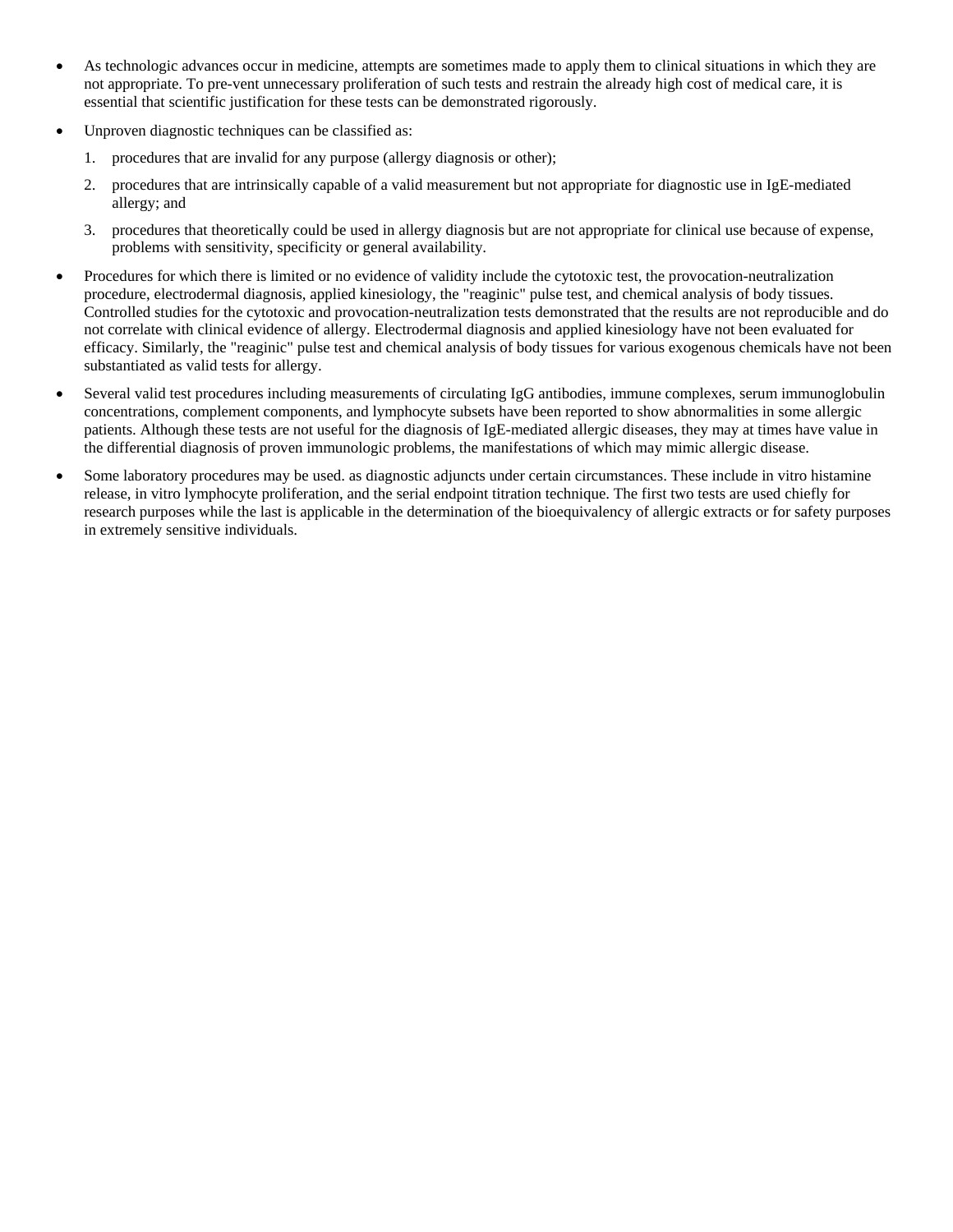- As technologic advances occur in medicine, attempts are sometimes made to apply them to clinical situations in which they are not appropriate. To pre-vent unnecessary proliferation of such tests and restrain the already high cost of medical care, it is essential that scientific justification for these tests can be demonstrated rigorously.
- Unproven diagnostic techniques can be classified as:
  1. procedures that are invalid for any purpose (allergy diagnosis or other);
  2. procedures that are intrinsically capable of a valid measurement but not appropriate for diagnostic use in IgE-mediated allergy; and
  3. procedures that theoretically could be used in allergy diagnosis but are not appropriate for clinical use because of expense, problems with sensitivity, specificity or general availability.
- Procedures for which there is limited or no evidence of validity include the cytotoxic test, the provocation-neutralization procedure, electrodermal diagnosis, applied kinesiology, the "reaginic" pulse test, and chemical analysis of body tissues. Controlled studies for the cytotoxic and provocation-neutralization tests demonstrated that the results are not reproducible and do not correlate with clinical evidence of allergy. Electrodermal diagnosis and applied kinesiology have not been evaluated for efficacy. Similarly, the "reaginic" pulse test and chemical analysis of body tissues for various exogenous chemicals have not been substantiated as valid tests for allergy.
- Several valid test procedures including measurements of circulating IgG antibodies, immune complexes, serum immunoglobulin concentrations, complement components, and lymphocyte subsets have been reported to show abnormalities in some allergic patients. Although these tests are not useful for the diagnosis of IgE-mediated allergic diseases, they may at times have value in the differential diagnosis of proven immunologic problems, the manifestations of which may mimic allergic disease.
- Some laboratory procedures may be used. as diagnostic adjuncts under certain circumstances. These include in vitro histamine release, in vitro lymphocyte proliferation, and the serial endpoint titration technique. The first two tests are used chiefly for research purposes while the last is applicable in the determination of the bioequivalency of allergic extracts or for safety purposes in extremely sensitive individuals.